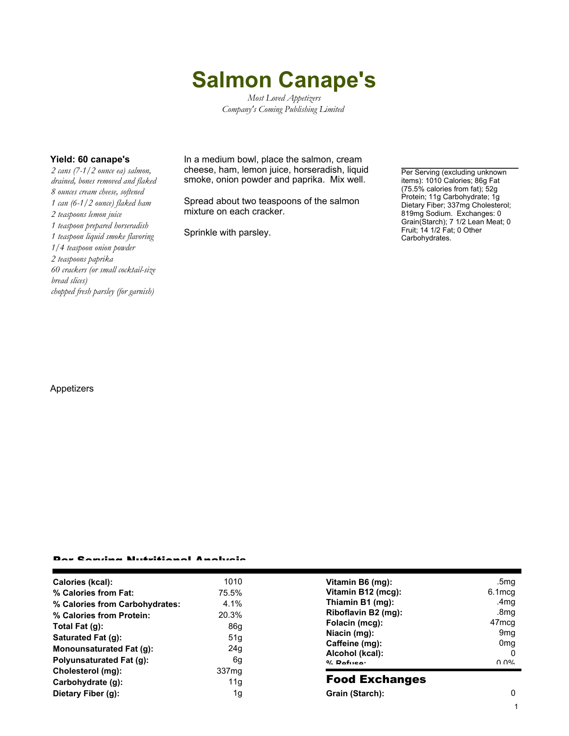# Salmon Canape's

*Most Loved Appetizers*
*Company's Coming Publishing Limited*

**Yield: 60 canape's**

*2 cans (7-1/2 ounce ea) salmon, drained, bones removed and flaked*
*8 ounces cream cheese, softened*
*1 can (6-1/2 ounce) flaked ham*
*2 teaspoons lemon juice*
*1 teaspoon prepared horseradish*
*1 teaspoon liquid smoke flavoring*
*1/4 teaspoon onion powder*
*2 teaspoons paprika*
*60 crackers (or small cocktail-size bread slices)*
*chopped fresh parsley (for garnish)*

In a medium bowl, place the salmon, cream cheese, ham, lemon juice, horseradish, liquid smoke, onion powder and paprika. Mix well.

Spread about two teaspoons of the salmon mixture on each cracker.

Sprinkle with parsley.

Per Serving (excluding unknown items): 1010 Calories; 86g Fat (75.5% calories from fat); 52g Protein; 11g Carbohydrate; 1g Dietary Fiber; 337mg Cholesterol; 819mg Sodium. Exchanges: 0 Grain(Starch); 7 1/2 Lean Meat; 0 Fruit; 14 1/2 Fat; 0 Other Carbohydrates.

Appetizers

## Per Serving Nutritional Analysis

| | |
|---|---|
| **Calories (kcal):** | 1010 |
| **% Calories from Fat:** | 75.5% |
| **% Calories from Carbohydrates:** | 4.1% |
| **% Calories from Protein:** | 20.3% |
| **Total Fat (g):** | 86g |
| **Saturated Fat (g):** | 51g |
| **Monounsaturated Fat (g):** | 24g |
| **Polyunsaturated Fat (g):** | 6g |
| **Cholesterol (mg):** | 337mg |
| **Carbohydrate (g):** | 11g |
| **Dietary Fiber (g):** | 1g |

| | |
|---|---|
| **Vitamin B6 (mg):** | .5mg |
| **Vitamin B12 (mcg):** | 6.1mcg |
| **Thiamin B1 (mg):** | .4mg |
| **Riboflavin B2 (mg):** | .8mg |
| **Folacin (mcg):** | 47mcg |
| **Niacin (mg):** | 9mg |
| **Caffeine (mg):** | 0mg |
| **Alcohol (kcal):** | 0 |
| **% Refuse:** | 0.0% |

## Food Exchanges

| | |
|---|---|
| **Grain (Starch):** | 0 |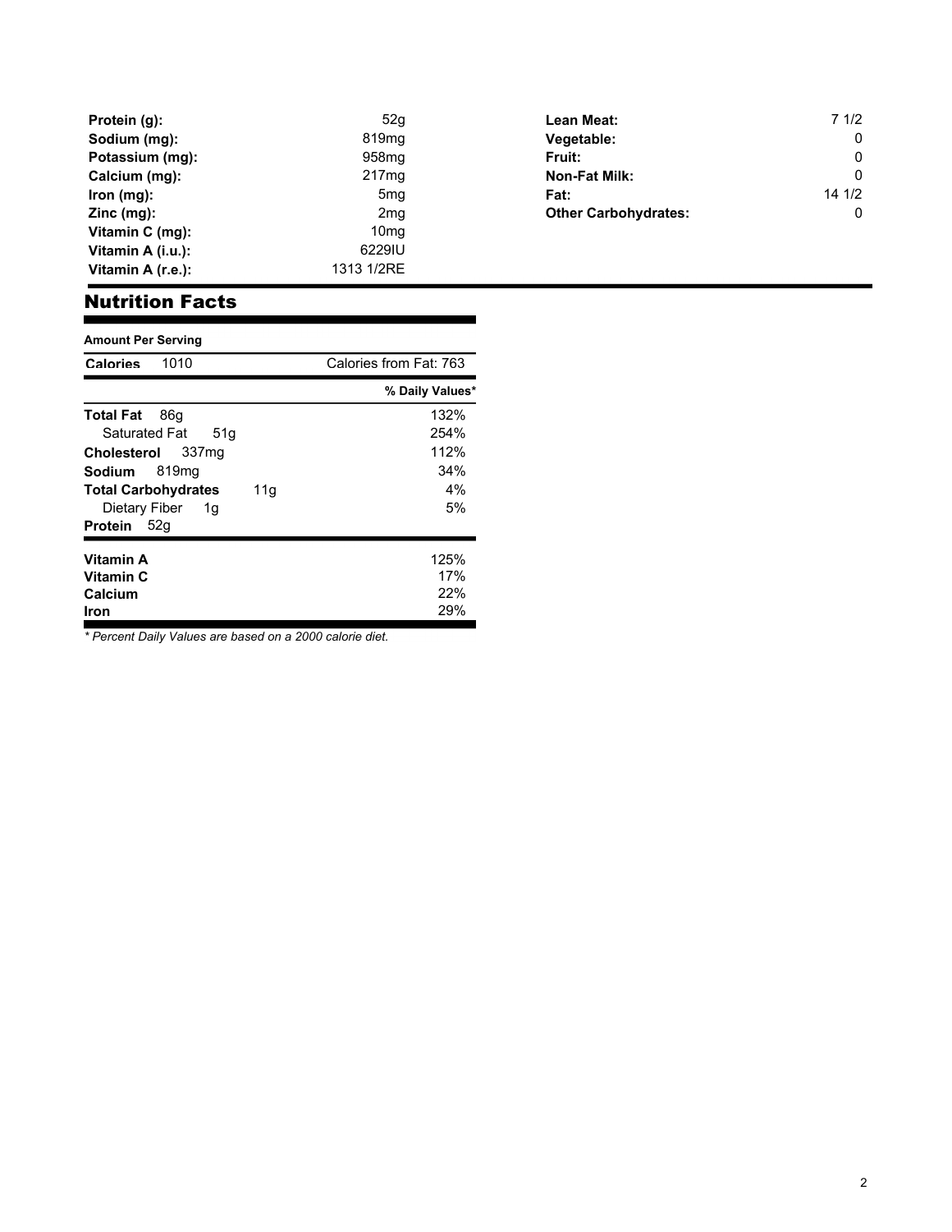| | |
|---|---|
| **Protein (g):** | 52g |
| **Sodium (mg):** | 819mg |
| **Potassium (mg):** | 958mg |
| **Calcium (mg):** | 217mg |
| **Iron (mg):** | 5mg |
| **Zinc (mg):** | 2mg |
| **Vitamin C (mg):** | 10mg |
| **Vitamin A (i.u.):** | 6229IU |
| **Vitamin A (r.e.):** | 1313 1/2RE |

| | |
|---|---|
| **Lean Meat:** | 7 1/2 |
| **Vegetable:** | 0 |
| **Fruit:** | 0 |
| **Non-Fat Milk:** | 0 |
| **Fat:** | 14 1/2 |
| **Other Carbohydrates:** | 0 |

## Nutrition Facts

**Amount Per Serving**

| **Calories** 1010 | Calories from Fat: 763 |
|---|---|
| | **% Daily Values*** |
| **Total Fat** 86g | 132% |
| Saturated Fat 51g | 254% |
| **Cholesterol** 337mg | 112% |
| **Sodium** 819mg | 34% |
| **Total Carbohydrates** 11g | 4% |
| Dietary Fiber 1g | 5% |
| **Protein** 52g | |
| **Vitamin A** | 125% |
| **Vitamin C** | 17% |
| **Calcium** | 22% |
| **Iron** | 29% |

*\* Percent Daily Values are based on a 2000 calorie diet.*